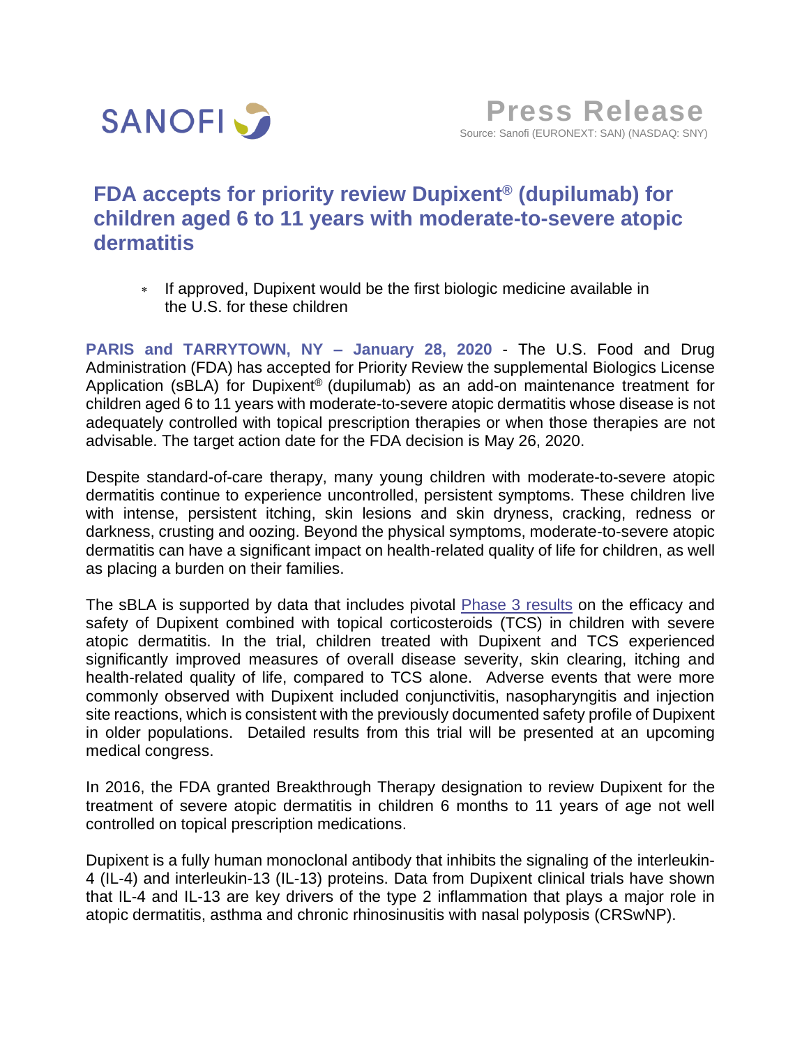SANOFI

**Press Release**
Source: Sanofi (EURONEXT: SAN) (NASDAQ: SNY)

# FDA accepts for priority review Dupixent® (dupilumab) for children aged 6 to 11 years with moderate-to-severe atopic dermatitis

* If approved, Dupixent would be the first biologic medicine available in the U.S. for these children

**PARIS and TARRYTOWN, NY – January 28, 2020** - The U.S. Food and Drug Administration (FDA) has accepted for Priority Review the supplemental Biologics License Application (sBLA) for Dupixent® (dupilumab) as an add-on maintenance treatment for children aged 6 to 11 years with moderate-to-severe atopic dermatitis whose disease is not adequately controlled with topical prescription therapies or when those therapies are not advisable. The target action date for the FDA decision is May 26, 2020.

Despite standard-of-care therapy, many young children with moderate-to-severe atopic dermatitis continue to experience uncontrolled, persistent symptoms. These children live with intense, persistent itching, skin lesions and skin dryness, cracking, redness or darkness, crusting and oozing. Beyond the physical symptoms, moderate-to-severe atopic dermatitis can have a significant impact on health-related quality of life for children, as well as placing a burden on their families.

The sBLA is supported by data that includes pivotal Phase 3 results on the efficacy and safety of Dupixent combined with topical corticosteroids (TCS) in children with severe atopic dermatitis. In the trial, children treated with Dupixent and TCS experienced significantly improved measures of overall disease severity, skin clearing, itching and health-related quality of life, compared to TCS alone. Adverse events that were more commonly observed with Dupixent included conjunctivitis, nasopharyngitis and injection site reactions, which is consistent with the previously documented safety profile of Dupixent in older populations. Detailed results from this trial will be presented at an upcoming medical congress.

In 2016, the FDA granted Breakthrough Therapy designation to review Dupixent for the treatment of severe atopic dermatitis in children 6 months to 11 years of age not well controlled on topical prescription medications.

Dupixent is a fully human monoclonal antibody that inhibits the signaling of the interleukin-4 (IL-4) and interleukin-13 (IL-13) proteins. Data from Dupixent clinical trials have shown that IL-4 and IL-13 are key drivers of the type 2 inflammation that plays a major role in atopic dermatitis, asthma and chronic rhinosinusitis with nasal polyposis (CRSwNP).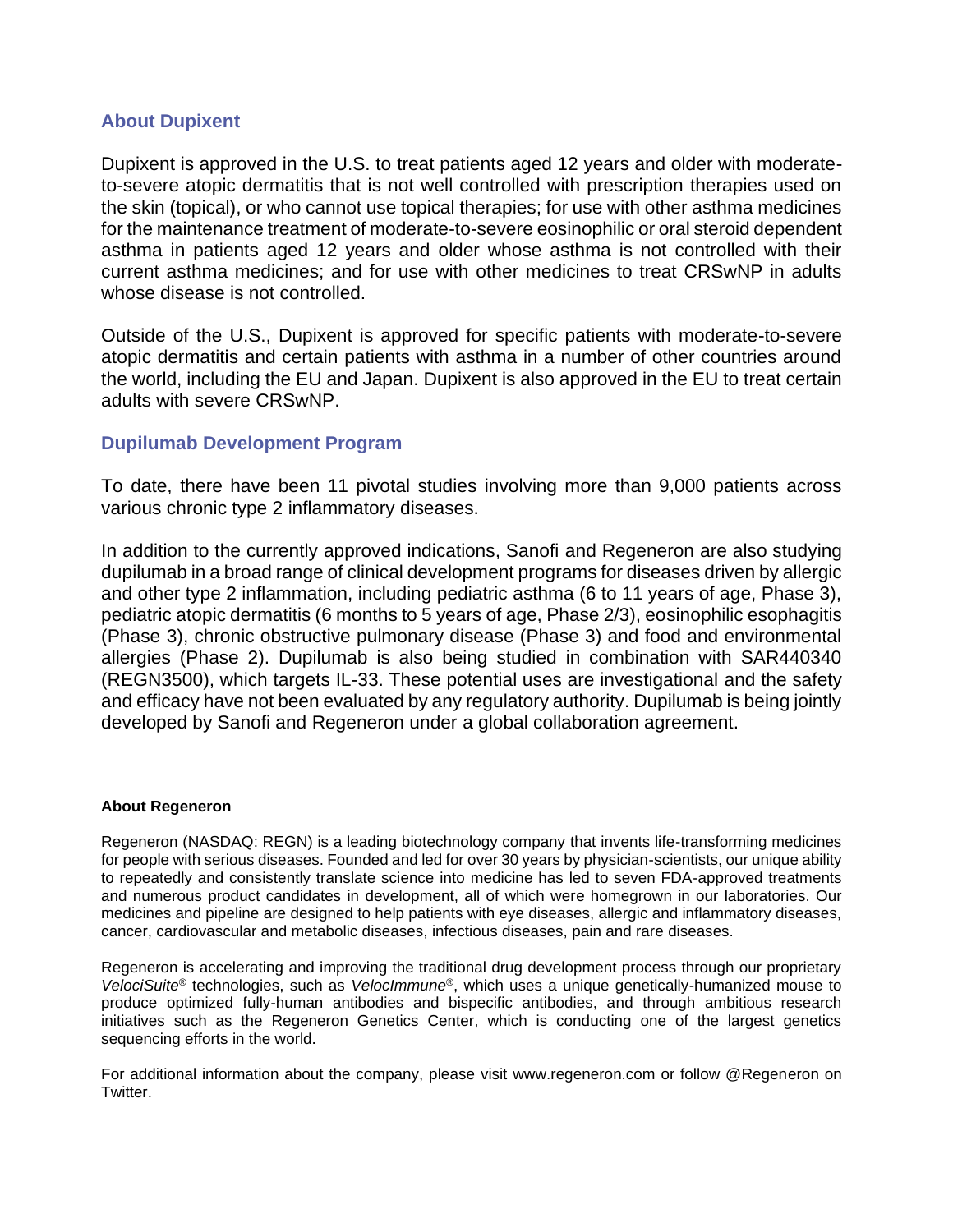## About Dupixent

Dupixent is approved in the U.S. to treat patients aged 12 years and older with moderate-to-severe atopic dermatitis that is not well controlled with prescription therapies used on the skin (topical), or who cannot use topical therapies; for use with other asthma medicines for the maintenance treatment of moderate-to-severe eosinophilic or oral steroid dependent asthma in patients aged 12 years and older whose asthma is not controlled with their current asthma medicines; and for use with other medicines to treat CRSwNP in adults whose disease is not controlled.

Outside of the U.S., Dupixent is approved for specific patients with moderate-to-severe atopic dermatitis and certain patients with asthma in a number of other countries around the world, including the EU and Japan. Dupixent is also approved in the EU to treat certain adults with severe CRSwNP.

## Dupilumab Development Program

To date, there have been 11 pivotal studies involving more than 9,000 patients across various chronic type 2 inflammatory diseases.

In addition to the currently approved indications, Sanofi and Regeneron are also studying dupilumab in a broad range of clinical development programs for diseases driven by allergic and other type 2 inflammation, including pediatric asthma (6 to 11 years of age, Phase 3), pediatric atopic dermatitis (6 months to 5 years of age, Phase 2/3), eosinophilic esophagitis (Phase 3), chronic obstructive pulmonary disease (Phase 3) and food and environmental allergies (Phase 2). Dupilumab is also being studied in combination with SAR440340 (REGN3500), which targets IL-33. These potential uses are investigational and the safety and efficacy have not been evaluated by any regulatory authority. Dupilumab is being jointly developed by Sanofi and Regeneron under a global collaboration agreement.

**About Regeneron**

Regeneron (NASDAQ: REGN) is a leading biotechnology company that invents life-transforming medicines for people with serious diseases. Founded and led for over 30 years by physician-scientists, our unique ability to repeatedly and consistently translate science into medicine has led to seven FDA-approved treatments and numerous product candidates in development, all of which were homegrown in our laboratories. Our medicines and pipeline are designed to help patients with eye diseases, allergic and inflammatory diseases, cancer, cardiovascular and metabolic diseases, infectious diseases, pain and rare diseases.

Regeneron is accelerating and improving the traditional drug development process through our proprietary *VelociSuite*® technologies, such as *VelocImmune*®, which uses a unique genetically-humanized mouse to produce optimized fully-human antibodies and bispecific antibodies, and through ambitious research initiatives such as the Regeneron Genetics Center, which is conducting one of the largest genetics sequencing efforts in the world.

For additional information about the company, please visit www.regeneron.com or follow @Regeneron on Twitter.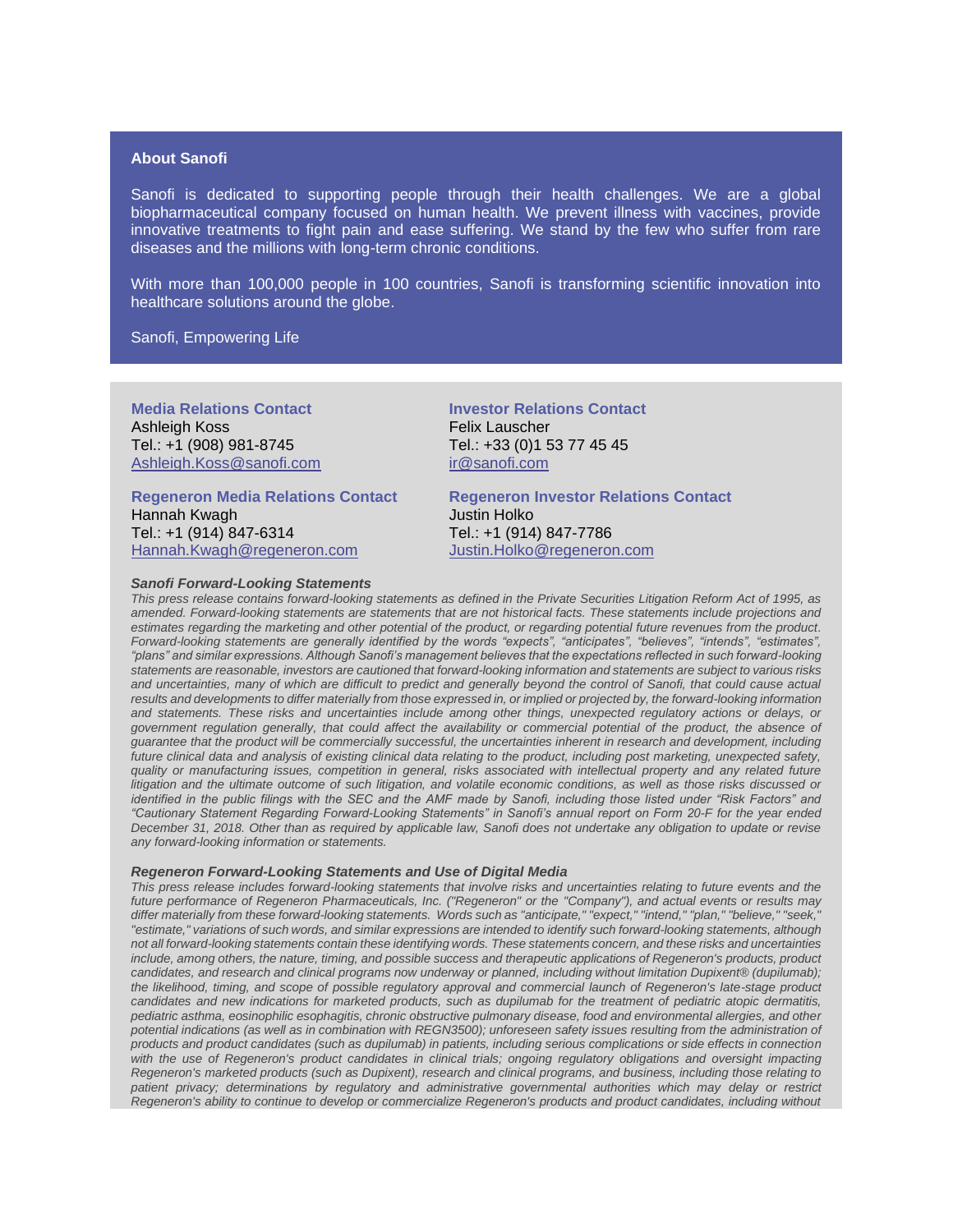**About Sanofi**

Sanofi is dedicated to supporting people through their health challenges. We are a global biopharmaceutical company focused on human health. We prevent illness with vaccines, provide innovative treatments to fight pain and ease suffering. We stand by the few who suffer from rare diseases and the millions with long-term chronic conditions.

With more than 100,000 people in 100 countries, Sanofi is transforming scientific innovation into healthcare solutions around the globe.

Sanofi, Empowering Life

**Media Relations Contact**
Ashleigh Koss
Tel.: +1 (908) 981-8745
Ashleigh.Koss@sanofi.com

**Investor Relations Contact**
Felix Lauscher
Tel.: +33 (0)1 53 77 45 45
ir@sanofi.com

**Regeneron Media Relations Contact**
Hannah Kwagh
Tel.: +1 (914) 847-6314
Hannah.Kwagh@regeneron.com

**Regeneron Investor Relations Contact**
Justin Holko
Tel.: +1 (914) 847-7786
Justin.Holko@regeneron.com

***Sanofi Forward-Looking Statements***

*This press release contains forward-looking statements as defined in the Private Securities Litigation Reform Act of 1995, as amended. Forward-looking statements are statements that are not historical facts. These statements include projections and estimates regarding the marketing and other potential of the product, or regarding potential future revenues from the product. Forward-looking statements are generally identified by the words "expects", "anticipates", "believes", "intends", "estimates", "plans" and similar expressions. Although Sanofi's management believes that the expectations reflected in such forward-looking statements are reasonable, investors are cautioned that forward-looking information and statements are subject to various risks and uncertainties, many of which are difficult to predict and generally beyond the control of Sanofi, that could cause actual results and developments to differ materially from those expressed in, or implied or projected by, the forward-looking information and statements. These risks and uncertainties include among other things, unexpected regulatory actions or delays, or government regulation generally, that could affect the availability or commercial potential of the product, the absence of guarantee that the product will be commercially successful, the uncertainties inherent in research and development, including future clinical data and analysis of existing clinical data relating to the product, including post marketing, unexpected safety, quality or manufacturing issues, competition in general, risks associated with intellectual property and any related future litigation and the ultimate outcome of such litigation, and volatile economic conditions, as well as those risks discussed or identified in the public filings with the SEC and the AMF made by Sanofi, including those listed under "Risk Factors" and "Cautionary Statement Regarding Forward-Looking Statements" in Sanofi's annual report on Form 20-F for the year ended December 31, 2018. Other than as required by applicable law, Sanofi does not undertake any obligation to update or revise any forward-looking information or statements.*

***Regeneron Forward-Looking Statements and Use of Digital Media***

*This press release includes forward-looking statements that involve risks and uncertainties relating to future events and the future performance of Regeneron Pharmaceuticals, Inc. ("Regeneron" or the "Company"), and actual events or results may differ materially from these forward-looking statements. Words such as "anticipate," "expect," "intend," "plan," "believe," "seek," "estimate," variations of such words, and similar expressions are intended to identify such forward-looking statements, although not all forward-looking statements contain these identifying words. These statements concern, and these risks and uncertainties include, among others, the nature, timing, and possible success and therapeutic applications of Regeneron's products, product candidates, and research and clinical programs now underway or planned, including without limitation Dupixent® (dupilumab); the likelihood, timing, and scope of possible regulatory approval and commercial launch of Regeneron's late-stage product candidates and new indications for marketed products, such as dupilumab for the treatment of pediatric atopic dermatitis, pediatric asthma, eosinophilic esophagitis, chronic obstructive pulmonary disease, food and environmental allergies, and other potential indications (as well as in combination with REGN3500); unforeseen safety issues resulting from the administration of products and product candidates (such as dupilumab) in patients, including serious complications or side effects in connection with the use of Regeneron's product candidates in clinical trials; ongoing regulatory obligations and oversight impacting Regeneron's marketed products (such as Dupixent), research and clinical programs, and business, including those relating to patient privacy; determinations by regulatory and administrative governmental authorities which may delay or restrict Regeneron's ability to continue to develop or commercialize Regeneron's products and product candidates, including without*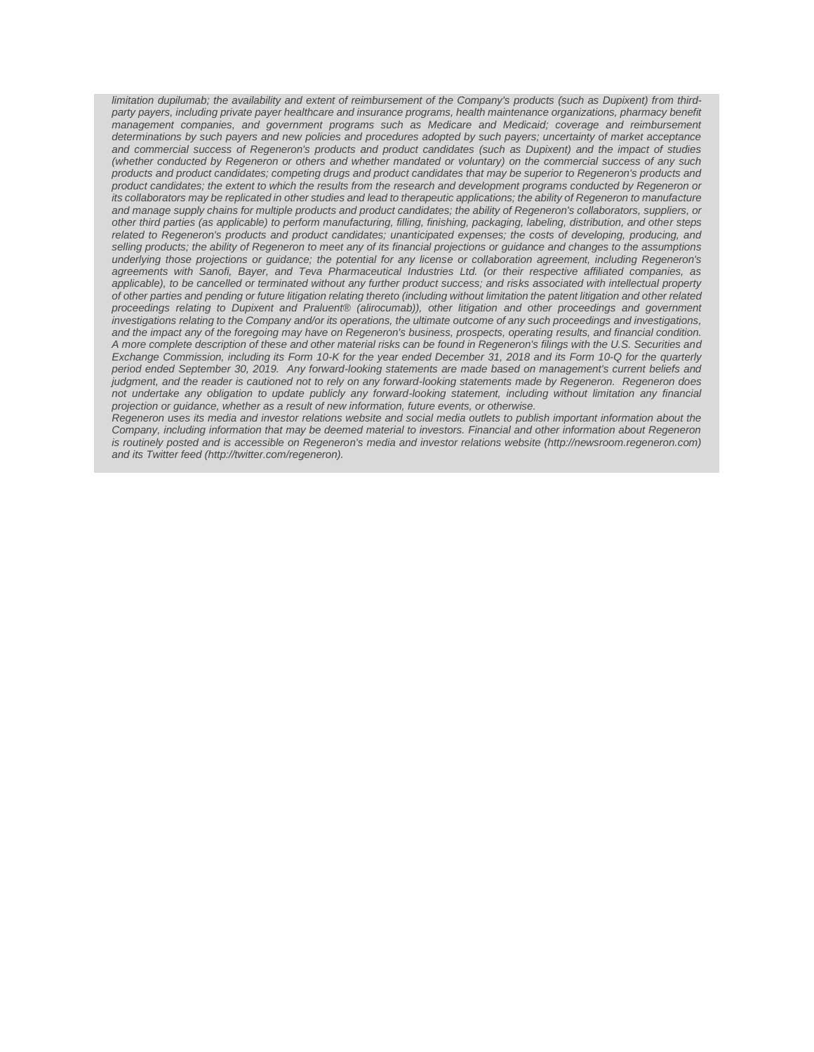*limitation dupilumab; the availability and extent of reimbursement of the Company's products (such as Dupixent) from third-party payers, including private payer healthcare and insurance programs, health maintenance organizations, pharmacy benefit management companies, and government programs such as Medicare and Medicaid; coverage and reimbursement determinations by such payers and new policies and procedures adopted by such payers; uncertainty of market acceptance and commercial success of Regeneron's products and product candidates (such as Dupixent) and the impact of studies (whether conducted by Regeneron or others and whether mandated or voluntary) on the commercial success of any such products and product candidates; competing drugs and product candidates that may be superior to Regeneron's products and product candidates; the extent to which the results from the research and development programs conducted by Regeneron or its collaborators may be replicated in other studies and lead to therapeutic applications; the ability of Regeneron to manufacture and manage supply chains for multiple products and product candidates; the ability of Regeneron's collaborators, suppliers, or other third parties (as applicable) to perform manufacturing, filling, finishing, packaging, labeling, distribution, and other steps related to Regeneron's products and product candidates; unanticipated expenses; the costs of developing, producing, and selling products; the ability of Regeneron to meet any of its financial projections or guidance and changes to the assumptions underlying those projections or guidance; the potential for any license or collaboration agreement, including Regeneron's agreements with Sanofi, Bayer, and Teva Pharmaceutical Industries Ltd. (or their respective affiliated companies, as applicable), to be cancelled or terminated without any further product success; and risks associated with intellectual property of other parties and pending or future litigation relating thereto (including without limitation the patent litigation and other related proceedings relating to Dupixent and Praluent® (alirocumab)), other litigation and other proceedings and government investigations relating to the Company and/or its operations, the ultimate outcome of any such proceedings and investigations, and the impact any of the foregoing may have on Regeneron's business, prospects, operating results, and financial condition. A more complete description of these and other material risks can be found in Regeneron's filings with the U.S. Securities and Exchange Commission, including its Form 10-K for the year ended December 31, 2018 and its Form 10-Q for the quarterly period ended September 30, 2019. Any forward-looking statements are made based on management's current beliefs and judgment, and the reader is cautioned not to rely on any forward-looking statements made by Regeneron. Regeneron does not undertake any obligation to update publicly any forward-looking statement, including without limitation any financial projection or guidance, whether as a result of new information, future events, or otherwise.*

*Regeneron uses its media and investor relations website and social media outlets to publish important information about the Company, including information that may be deemed material to investors. Financial and other information about Regeneron is routinely posted and is accessible on Regeneron's media and investor relations website (http://newsroom.regeneron.com) and its Twitter feed (http://twitter.com/regeneron).*